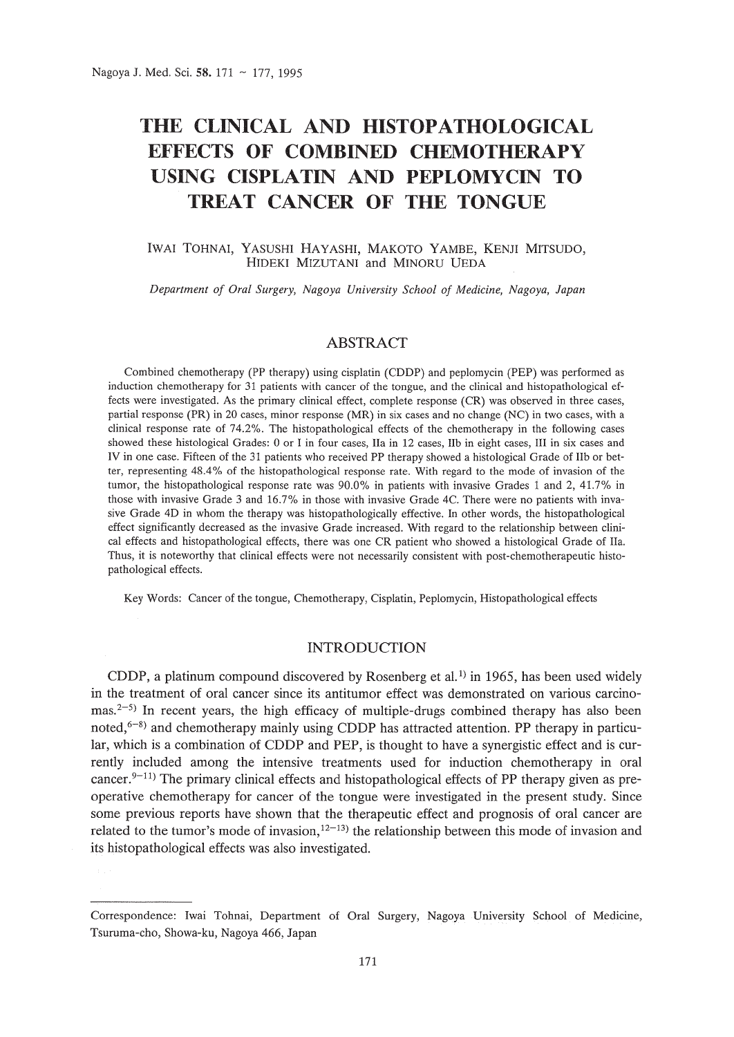# THE CLINICAL AND HISTOPATHOLOGICAL EFFECTS OF COMBINED CHEMOTHERAPY USING CISPLATIN AND PEPLOMYCIN TO TREAT CANCER OF THE TONGUE

IWAI TOHNAI, YASUSHI HAYASHI, MAKOTO YAMBE, KENJI MITSUDO, HIDEKI MIZUTANI and MINORU UEDA

*Department of Oral Surgery, Nagoya University School of Medicine, Nagoya, Japan*

## ABSTRACT

Combined chemotherapy (PP therapy) using cisplatin (CDDP) and peplomycin (PEP) was performed as induction chemotherapy for 31 patients with cancer of the tongue, and the clinical and histopathological effects were investigated. As the primary clinical effect, complete response (CR) was observed in three cases, partial response (PR) in 20 cases, minor response (MR) in six cases and no change (NC) in two cases, with a clinical response rate of 74.2%. The histopathological effects of the chemotherapy in the following cases showed these histological Grades: 0 or I in four cases, IIa in 12 cases, IIb in eight cases, III in six cases and IV in one case. Fifteen of the 31 patients who received PP therapy showed a histological Grade of IIb or better, representing 48.4% of the histopathological response rate. With regard to the mode of invasion of the tumor, the histopathological response rate was 90.0% in patients with invasive Grades 1 and 2, 41.7% in those with invasive Grade 3 and 16.7% in those with invasive Grade 4C. There were no patients with invasive Grade 4D in whom the therapy was histopathologically effective. In other words, the histopathological effect significantly decreased as the invasive Grade increased. With regard to the relationship between clinical effects and histopathological effects, there was one CR patient who showed a histological Grade of IIa. Thus, it is noteworthy that clinical effects were not necessarily consistent with post-chemotherapeutic histopathological effects.

Key Words: Cancer of the tongue, Chemotherapy, Cisplatin, Peplomycin, Histopathological effects

## INTRODUCTION

CDDP, a platinum compound discovered by Rosenberg et al.[1] in 1965, has been used widely in the treatment of oral cancer since its antitumor effect was demonstrated on various carcinomas.[2–5] In recent years, the high efficacy of multiple-drugs combined therapy has also been noted,[6–8] and chemotherapy mainly using CDDP has attracted attention. PP therapy in particular, which is a combination of CDDP and PEP, is thought to have a synergistic effect and is currently included among the intensive treatments used for induction chemotherapy in oral cancer.[9–11] The primary clinical effects and histopathological effects of PP therapy given as preoperative chemotherapy for cancer of the tongue were investigated in the present study. Since some previous reports have shown that the therapeutic effect and prognosis of oral cancer are related to the tumor's mode of invasion,[12–13] the relationship between this mode of invasion and its histopathological effects was also investigated.

---

Correspondence: Iwai Tohnai, Department of Oral Surgery, Nagoya University School of Medicine, Tsuruma-cho, Showa-ku, Nagoya 466, Japan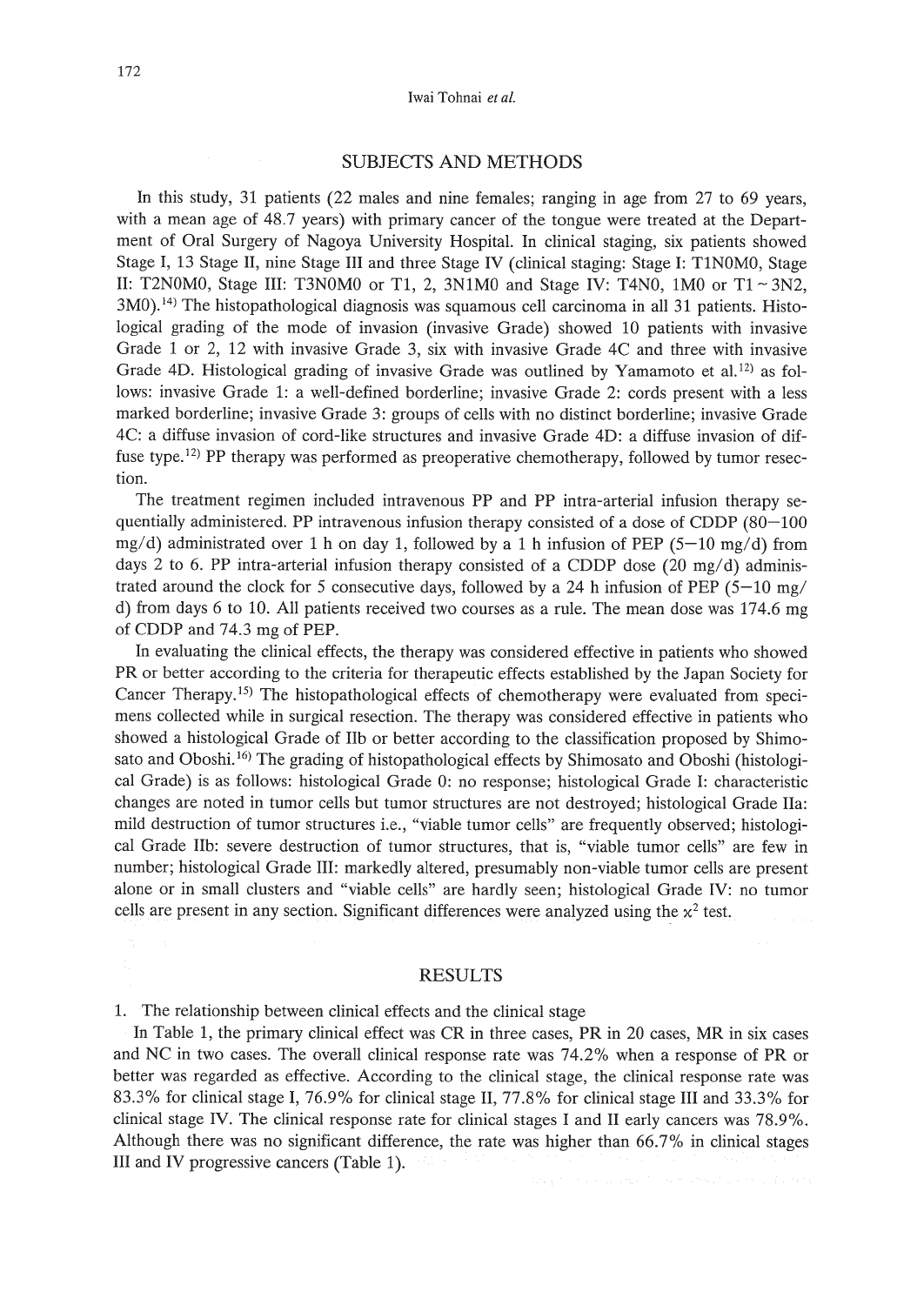## SUBJECTS AND METHODS

In this study, 31 patients (22 males and nine females; ranging in age from 27 to 69 years, with a mean age of 48.7 years) with primary cancer of the tongue were treated at the Department of Oral Surgery of Nagoya University Hospital. In clinical staging, six patients showed Stage I, 13 Stage II, nine Stage III and three Stage IV (clinical staging: Stage I: T1N0M0, Stage II: T2N0M0, Stage III: T3N0M0 or T1, 2, 3N1M0 and Stage IV: T4N0, 1M0 or T1 ~ 3N2, 3M0).[14] The histopathological diagnosis was squamous cell carcinoma in all 31 patients. Histological grading of the mode of invasion (invasive Grade) showed 10 patients with invasive Grade 1 or 2, 12 with invasive Grade 3, six with invasive Grade 4C and three with invasive Grade 4D. Histological grading of invasive Grade was outlined by Yamamoto et al.[12] as follows: invasive Grade 1: a well-defined borderline; invasive Grade 2: cords present with a less marked borderline; invasive Grade 3: groups of cells with no distinct borderline; invasive Grade 4C: a diffuse invasion of cord-like structures and invasive Grade 4D: a diffuse invasion of diffuse type.[12] PP therapy was performed as preoperative chemotherapy, followed by tumor resection.

The treatment regimen included intravenous PP and PP intra-arterial infusion therapy sequentially administered. PP intravenous infusion therapy consisted of a dose of CDDP (80–100 mg/d) administrated over 1 h on day 1, followed by a 1 h infusion of PEP (5–10 mg/d) from days 2 to 6. PP intra-arterial infusion therapy consisted of a CDDP dose (20 mg/d) administrated around the clock for 5 consecutive days, followed by a 24 h infusion of PEP (5–10 mg/d) from days 6 to 10. All patients received two courses as a rule. The mean dose was 174.6 mg of CDDP and 74.3 mg of PEP.

In evaluating the clinical effects, the therapy was considered effective in patients who showed PR or better according to the criteria for therapeutic effects established by the Japan Society for Cancer Therapy.[15] The histopathological effects of chemotherapy were evaluated from specimens collected while in surgical resection. The therapy was considered effective in patients who showed a histological Grade of IIb or better according to the classification proposed by Shimosato and Oboshi.[16] The grading of histopathological effects by Shimosato and Oboshi (histological Grade) is as follows: histological Grade 0: no response; histological Grade I: characteristic changes are noted in tumor cells but tumor structures are not destroyed; histological Grade IIa: mild destruction of tumor structures i.e., "viable tumor cells" are frequently observed; histological Grade IIb: severe destruction of tumor structures, that is, "viable tumor cells" are few in number; histological Grade III: markedly altered, presumably non-viable tumor cells are present alone or in small clusters and "viable cells" are hardly seen; histological Grade IV: no tumor cells are present in any section. Significant differences were analyzed using the $\chi^2$ test.

## RESULTS

1. The relationship between clinical effects and the clinical stage

In Table 1, the primary clinical effect was CR in three cases, PR in 20 cases, MR in six cases and NC in two cases. The overall clinical response rate was 74.2% when a response of PR or better was regarded as effective. According to the clinical stage, the clinical response rate was 83.3% for clinical stage I, 76.9% for clinical stage II, 77.8% for clinical stage III and 33.3% for clinical stage IV. The clinical response rate for clinical stages I and II early cancers was 78.9%. Although there was no significant difference, the rate was higher than 66.7% in clinical stages III and IV progressive cancers (Table 1).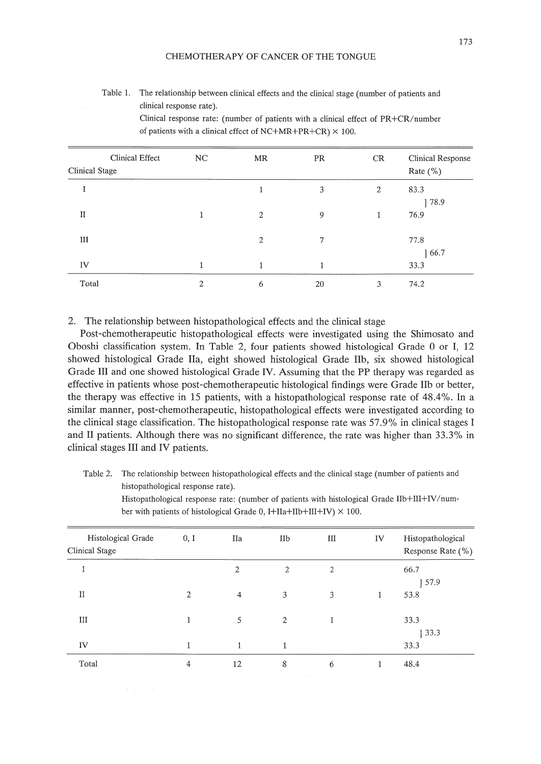Table 1. The relationship between clinical effects and the clinical stage (number of patients and clinical response rate).
Clinical response rate: (number of patients with a clinical effect of PR+CR/number of patients with a clinical effect of NC+MR+PR+CR) × 100.

| Clinical Effect / Clinical Stage | NC | MR | PR | CR | Clinical Response Rate (%) |
|---|---|---|---|---|---|
| I | | 1 | 3 | 2 | 83.3 ] 78.9 |
| II | 1 | 2 | 9 | 1 | 76.9 |
| III | | 2 | 7 | | 77.8 ] 66.7 |
| IV | 1 | 1 | 1 | | 33.3 |
| Total | 2 | 6 | 20 | 3 | 74.2 |

## 2. The relationship between histopathological effects and the clinical stage

Post-chemotherapeutic histopathological effects were investigated using the Shimosato and Oboshi classification system. In Table 2, four patients showed histological Grade 0 or I, 12 showed histological Grade IIa, eight showed histological Grade IIb, six showed histological Grade III and one showed histological Grade IV. Assuming that the PP therapy was regarded as effective in patients whose post-chemotherapeutic histological findings were Grade IIb or better, the therapy was effective in 15 patients, with a histopathological response rate of 48.4%. In a similar manner, post-chemotherapeutic, histopathological effects were investigated according to the clinical stage classification. The histopathological response rate was 57.9% in clinical stages I and II patients. Although there was no significant difference, the rate was higher than 33.3% in clinical stages III and IV patients.

Table 2. The relationship between histopathological effects and the clinical stage (number of patients and histopathological response rate).
Histopathological response rate: (number of patients with histological Grade IIb+III+IV/number with patients of histological Grade 0, I+IIa+IIb+III+IV) × 100.

| Histological Grade / Clinical Stage | 0, I | IIa | IIb | III | IV | Histopathological Response Rate (%) |
|---|---|---|---|---|---|---|
| I | | 2 | 2 | 2 | | 66.7 ] 57.9 |
| II | 2 | 4 | 3 | 3 | 1 | 53.8 |
| III | 1 | 5 | 2 | 1 | | 33.3 ] 33.3 |
| IV | 1 | 1 | 1 | | | 33.3 |
| Total | 4 | 12 | 8 | 6 | 1 | 48.4 |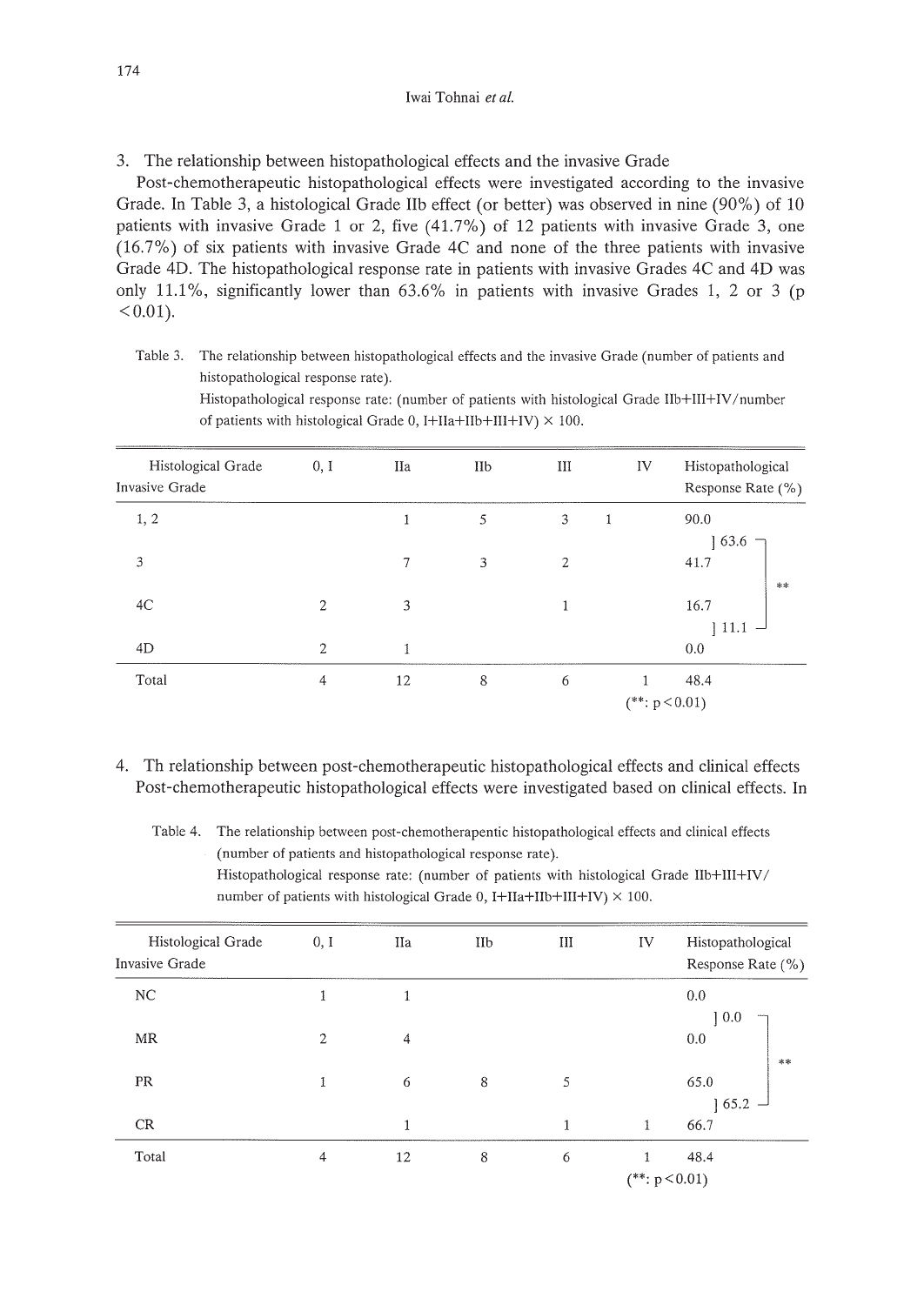3. The relationship between histopathological effects and the invasive Grade

Post-chemotherapeutic histopathological effects were investigated according to the invasive Grade. In Table 3, a histological Grade IIb effect (or better) was observed in nine (90%) of 10 patients with invasive Grade 1 or 2, five (41.7%) of 12 patients with invasive Grade 3, one (16.7%) of six patients with invasive Grade 4C and none of the three patients with invasive Grade 4D. The histopathological response rate in patients with invasive Grades 4C and 4D was only 11.1%, significantly lower than 63.6% in patients with invasive Grades 1, 2 or 3 ($p < 0.01$).

Table 3. The relationship between histopathological effects and the invasive Grade (number of patients and histopathological response rate).
Histopathological response rate: (number of patients with histological Grade IIb+III+IV/number of patients with histological Grade 0, I+IIa+IIb+III+IV) × 100.

| Histological Grade / Invasive Grade | 0, I | IIa | IIb | III | IV | Histopathological Response Rate (%) |
|---|---|---|---|---|---|---|
| 1, 2 | | 1 | 5 | 3 | 1 | 90.0 |
| | | | | | | ] 63.6 ┐ |
| 3 | | 7 | 3 | 2 | | 41.7 |
| | | | | | | ** |
| 4C | 2 | 3 | | 1 | | 16.7 |
| | | | | | | ] 11.1 ┘ |
| 4D | 2 | 1 | | | | 0.0 |
| Total | 4 | 12 | 8 | 6 | 1 | 48.4 |

(**: $p < 0.01$)

4. Th relationship between post-chemotherapeutic histopathological effects and clinical effects

Post-chemotherapeutic histopathological effects were investigated based on clinical effects. In

Table 4. The relationship between post-chemotherapentic histopathological effects and clinical effects (number of patients and histopathological response rate).
Histopathological response rate: (number of patients with histological Grade IIb+III+IV/number of patients with histological Grade 0, I+IIa+IIb+III+IV) × 100.

| Histological Grade / Invasive Grade | 0, I | IIa | IIb | III | IV | Histopathological Response Rate (%) |
|---|---|---|---|---|---|---|
| NC | 1 | 1 | | | | 0.0 |
| | | | | | | ] 0.0 ┐ |
| MR | 2 | 4 | | | | 0.0 |
| | | | | | | ** |
| PR | 1 | 6 | 8 | 5 | | 65.0 |
| | | | | | | ] 65.2 ┘ |
| CR | | 1 | | 1 | 1 | 66.7 |
| Total | 4 | 12 | 8 | 6 | 1 | 48.4 |

(**: $p < 0.01$)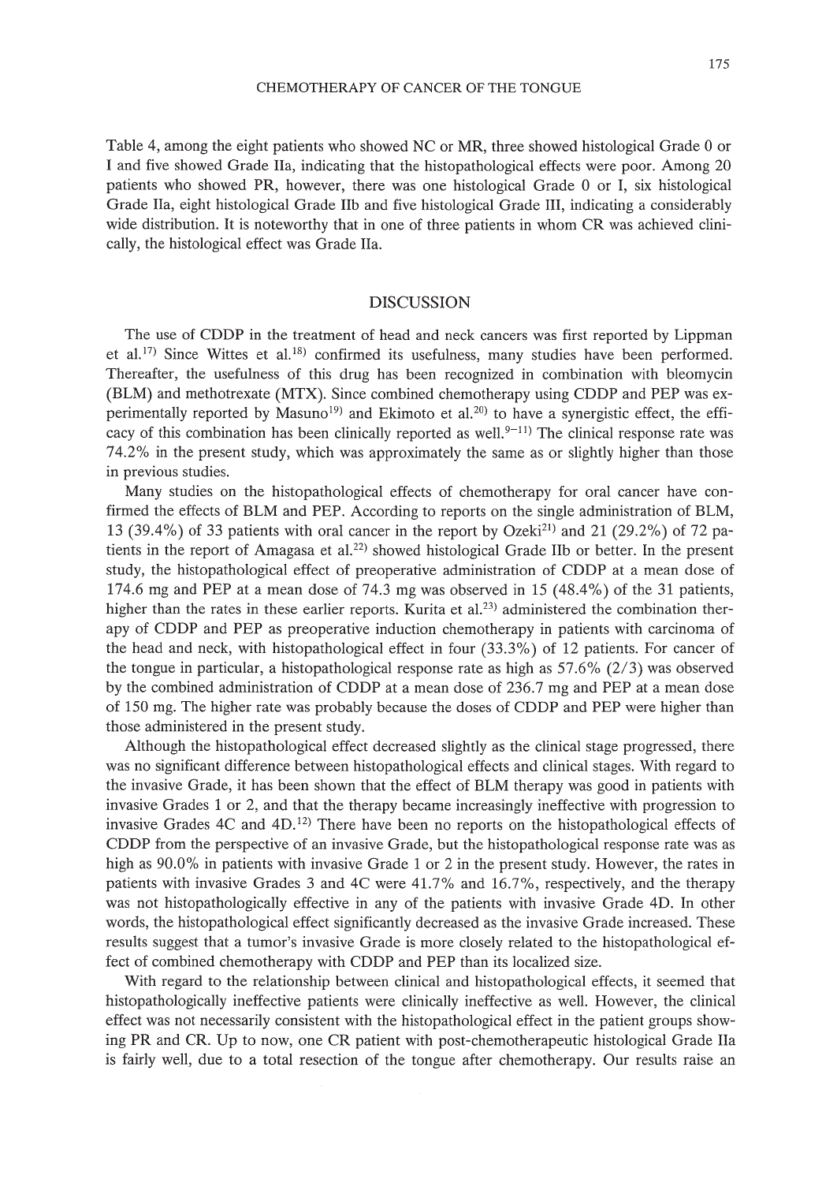Table 4, among the eight patients who showed NC or MR, three showed histological Grade 0 or I and five showed Grade IIa, indicating that the histopathological effects were poor. Among 20 patients who showed PR, however, there was one histological Grade 0 or I, six histological Grade IIa, eight histological Grade IIb and five histological Grade III, indicating a considerably wide distribution. It is noteworthy that in one of three patients in whom CR was achieved clinically, the histological effect was Grade IIa.

## DISCUSSION

The use of CDDP in the treatment of head and neck cancers was first reported by Lippman et al.[17] Since Wittes et al.[18] confirmed its usefulness, many studies have been performed. Thereafter, the usefulness of this drug has been recognized in combination with bleomycin (BLM) and methotrexate (MTX). Since combined chemotherapy using CDDP and PEP was experimentally reported by Masuno[19] and Ekimoto et al.[20] to have a synergistic effect, the efficacy of this combination has been clinically reported as well.[9-11] The clinical response rate was 74.2% in the present study, which was approximately the same as or slightly higher than those in previous studies.

Many studies on the histopathological effects of chemotherapy for oral cancer have confirmed the effects of BLM and PEP. According to reports on the single administration of BLM, 13 (39.4%) of 33 patients with oral cancer in the report by Ozeki[21] and 21 (29.2%) of 72 patients in the report of Amagasa et al.[22] showed histological Grade IIb or better. In the present study, the histopathological effect of preoperative administration of CDDP at a mean dose of 174.6 mg and PEP at a mean dose of 74.3 mg was observed in 15 (48.4%) of the 31 patients, higher than the rates in these earlier reports. Kurita et al.[23] administered the combination therapy of CDDP and PEP as preoperative induction chemotherapy in patients with carcinoma of the head and neck, with histopathological effect in four (33.3%) of 12 patients. For cancer of the tongue in particular, a histopathological response rate as high as 57.6% (2/3) was observed by the combined administration of CDDP at a mean dose of 236.7 mg and PEP at a mean dose of 150 mg. The higher rate was probably because the doses of CDDP and PEP were higher than those administered in the present study.

Although the histopathological effect decreased slightly as the clinical stage progressed, there was no significant difference between histopathological effects and clinical stages. With regard to the invasive Grade, it has been shown that the effect of BLM therapy was good in patients with invasive Grades 1 or 2, and that the therapy became increasingly ineffective with progression to invasive Grades 4C and 4D.[12] There have been no reports on the histopathological effects of CDDP from the perspective of an invasive Grade, but the histopathological response rate was as high as 90.0% in patients with invasive Grade 1 or 2 in the present study. However, the rates in patients with invasive Grades 3 and 4C were 41.7% and 16.7%, respectively, and the therapy was not histopathologically effective in any of the patients with invasive Grade 4D. In other words, the histopathological effect significantly decreased as the invasive Grade increased. These results suggest that a tumor's invasive Grade is more closely related to the histopathological effect of combined chemotherapy with CDDP and PEP than its localized size.

With regard to the relationship between clinical and histopathological effects, it seemed that histopathologically ineffective patients were clinically ineffective as well. However, the clinical effect was not necessarily consistent with the histopathological effect in the patient groups showing PR and CR. Up to now, one CR patient with post-chemotherapeutic histological Grade IIa is fairly well, due to a total resection of the tongue after chemotherapy. Our results raise an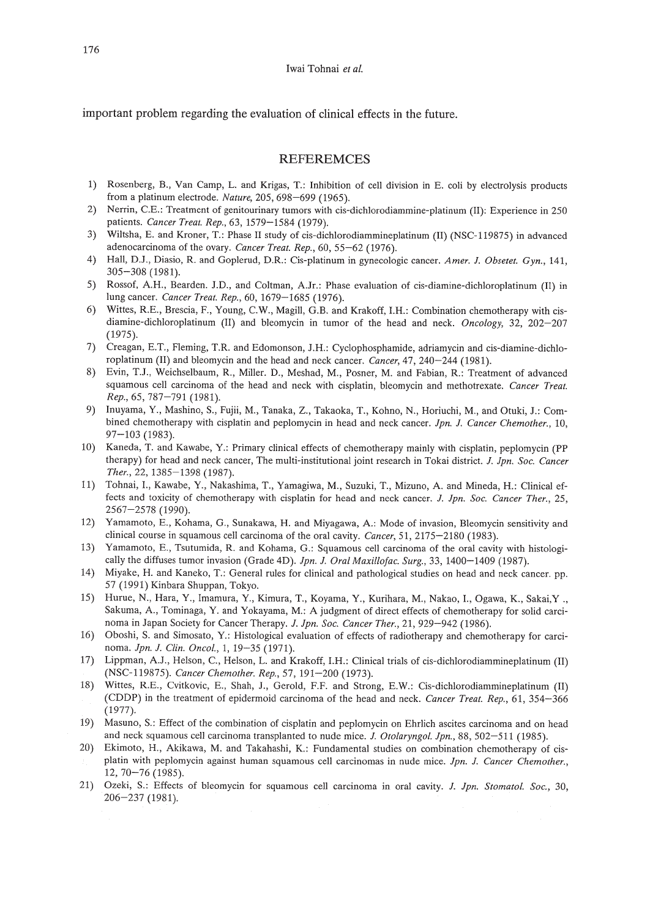important problem regarding the evaluation of clinical effects in the future.

## REFEREMCES

1) Rosenberg, B., Van Camp, L. and Krigas, T.: Inhibition of cell division in E. coli by electrolysis products from a platinum electrode. *Nature*, 205, 698–699 (1965).
2) Nerrin, C.E.: Treatment of genitourinary tumors with cis-dichlorodiammine-platinum (II): Experience in 250 patients. *Cancer Treat. Rep.*, 63, 1579–1584 (1979).
3) Wiltsha, E. and Kroner, T.: Phase II study of cis-dichlorodiammineplatinum (II) (NSC-119875) in advanced adenocarcinoma of the ovary. *Cancer Treat. Rep.*, 60, 55–62 (1976).
4) Hall, D.J., Diasio, R. and Goplerud, D.R.: Cis-platinum in gynecologic cancer. *Amer. J. Obsetet. Gyn.*, 141, 305–308 (1981).
5) Rossof, A.H., Bearden. J.D., and Coltman, A.Jr.: Phase evaluation of cis-diamine-dichloroplatinum (II) in lung cancer. *Cancer Treat. Rep.*, 60, 1679–1685 (1976).
6) Wittes, R.E., Brescia, F., Young, C.W., Magill, G.B. and Krakoff, I.H.: Combination chemotherapy with cis-diamine-dichloroplatinum (II) and bleomycin in tumor of the head and neck. *Oncology*, 32, 202–207 (1975).
7) Creagan, E.T., Fleming, T.R. and Edomonson, J.H.: Cyclophosphamide, adriamycin and cis-diamine-dichloroplatinum (II) and bleomycin and the head and neck cancer. *Cancer*, 47, 240–244 (1981).
8) Evin, T.J., Weichselbaum, R., Miller. D., Meshad, M., Posner, M. and Fabian, R.: Treatment of advanced squamous cell carcinoma of the head and neck with cisplatin, bleomycin and methotrexate. *Cancer Treat. Rep.*, 65, 787–791 (1981).
9) Inuyama, Y., Mashino, S., Fujii, M., Tanaka, Z., Takaoka, T., Kohno, N., Horiuchi, M., and Otuki, J.: Combined chemotherapy with cisplatin and peplomycin in head and neck cancer. *Jpn. J. Cancer Chemother.*, 10, 97–103 (1983).
10) Kaneda, T. and Kawabe, Y.: Primary clinical effects of chemotherapy mainly with cisplatin, peplomycin (PP therapy) for head and neck cancer, The multi-institutional joint research in Tokai district. *J. Jpn. Soc. Cancer Ther.*, 22, 1385–1398 (1987).
11) Tohnai, I., Kawabe, Y., Nakashima, T., Yamagiwa, M., Suzuki, T., Mizuno, A. and Mineda, H.: Clinical effects and toxicity of chemotherapy with cisplatin for head and neck cancer. *J. Jpn. Soc. Cancer Ther.*, 25, 2567–2578 (1990).
12) Yamamoto, E., Kohama, G., Sunakawa, H. and Miyagawa, A.: Mode of invasion, Bleomycin sensitivity and clinical course in squamous cell carcinoma of the oral cavity. *Cancer*, 51, 2175–2180 (1983).
13) Yamamoto, E., Tsutumida, R. and Kohama, G.: Squamous cell carcinoma of the oral cavity with histologically the diffuses tumor invasion (Grade 4D). *Jpn. J. Oral Maxillofac. Surg.*, 33, 1400–1409 (1987).
14) Miyake, H. and Kaneko, T.: General rules for clinical and pathological studies on head and neck cancer. pp. 57 (1991) Kinbara Shuppan, Tokyo.
15) Hurue, N., Hara, Y., Imamura, Y., Kimura, T., Koyama, Y., Kurihara, M., Nakao, I., Ogawa, K., Sakai,Y ., Sakuma, A., Tominaga, Y. and Yokayama, M.: A judgment of direct effects of chemotherapy for solid carcinoma in Japan Society for Cancer Therapy. *J. Jpn. Soc. Cancer Ther.*, 21, 929–942 (1986).
16) Oboshi, S. and Simosato, Y.: Histological evaluation of effects of radiotherapy and chemotherapy for carcinoma. *Jpn. J. Clin. Oncol.*, 1, 19–35 (1971).
17) Lippman, A.J., Helson, C., Helson, L. and Krakoff, I.H.: Clinical trials of cis-dichlorodiammineplatinum (II) (NSC-119875). *Cancer Chemother. Rep.*, 57, 191–200 (1973).
18) Wittes, R.E., Cvitkovic, E., Shah, J., Gerold, F.F. and Strong, E.W.: Cis-dichlorodiammineplatinum (II) (CDDP) in the treatment of epidermoid carcinoma of the head and neck. *Cancer Treat. Rep.*, 61, 354–366 (1977).
19) Masuno, S.: Effect of the combination of cisplatin and peplomycin on Ehrlich ascites carcinoma and on head and neck squamous cell carcinoma transplanted to nude mice. *J. Otolaryngol. Jpn.*, 88, 502–511 (1985).
20) Ekimoto, H., Akikawa, M. and Takahashi, K.: Fundamental studies on combination chemotherapy of cisplatin with peplomycin against human squamous cell carcinomas in nude mice. *Jpn. J. Cancer Chemother.*, 12, 70–76 (1985).
21) Ozeki, S.: Effects of bleomycin for squamous cell carcinoma in oral cavity. *J. Jpn. Stomatol. Soc.*, 30, 206–237 (1981).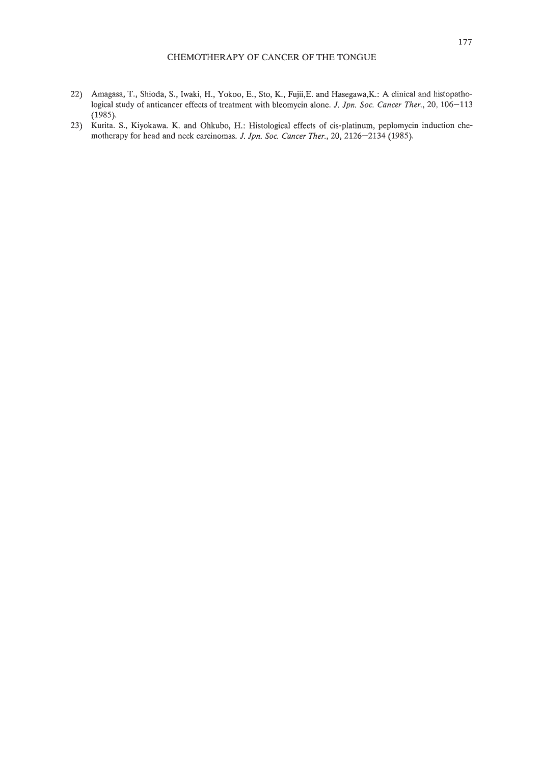22) Amagasa, T., Shioda, S., Iwaki, H., Yokoo, E., Sto, K., Fujii,E. and Hasegawa,K.: A clinical and histopathological study of anticancer effects of treatment with bleomycin alone. *J. Jpn. Soc. Cancer Ther.*, 20, 106–113 (1985).

23) Kurita. S., Kiyokawa. K. and Ohkubo, H.: Histological effects of cis-platinum, peplomycin induction chemotherapy for head and neck carcinomas. *J. Jpn. Soc. Cancer Ther.*, 20, 2126–2134 (1985).